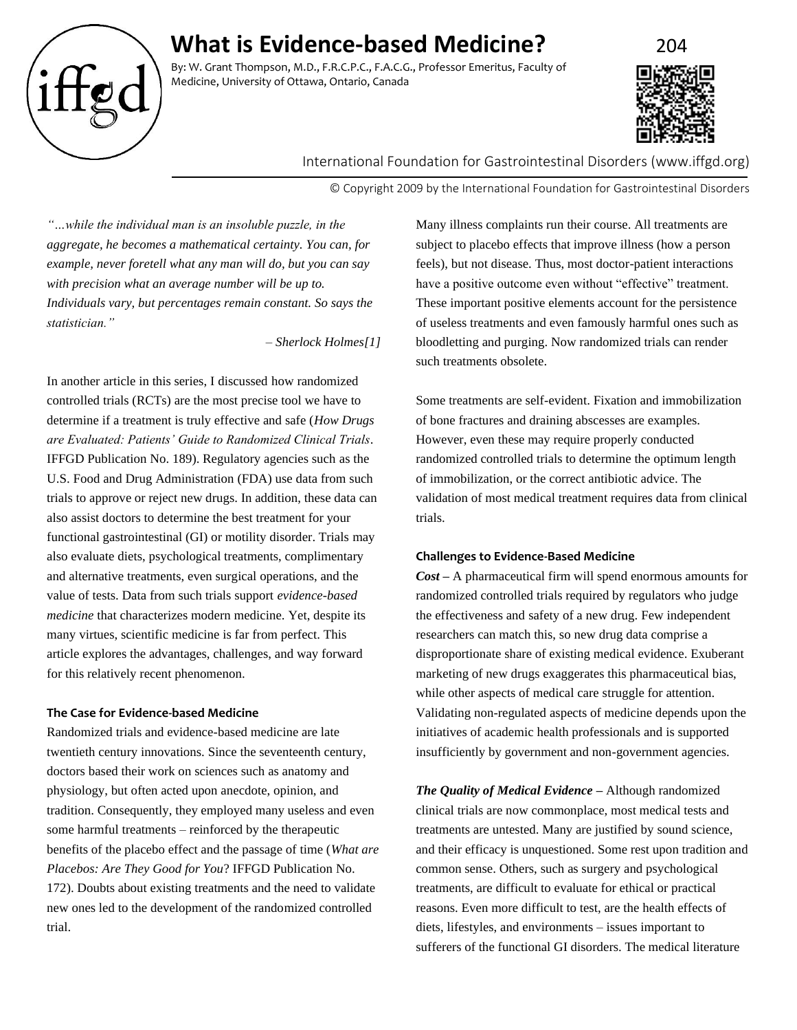# What is Evidence-based Medicine?

By: W. Grant Thompson, M.D., F.R.C.P.C., F.A.C.G., Professor Emeritus, Faculty of Medicine, University of Ottawa, Ontario, Canada

International Foundation for Gastrointestinal Disorders (www.iffgd.org)

© Copyright 2009 by the International Foundation for Gastrointestinal Disorders

*"…while the individual man is an insoluble puzzle, in the aggregate, he becomes a mathematical certainty. You can, for example, never foretell what any man will do, but you can say with precision what an average number will be up to. Individuals vary, but percentages remain constant. So says the statistician."*

*– Sherlock Holmes[1]*

In another article in this series, I discussed how randomized controlled trials (RCTs) are the most precise tool we have to determine if a treatment is truly effective and safe (*How Drugs are Evaluated: Patients' Guide to Randomized Clinical Trials*. IFFGD Publication No. 189). Regulatory agencies such as the U.S. Food and Drug Administration (FDA) use data from such trials to approve or reject new drugs. In addition, these data can also assist doctors to determine the best treatment for your functional gastrointestinal (GI) or motility disorder. Trials may also evaluate diets, psychological treatments, complimentary and alternative treatments, even surgical operations, and the value of tests. Data from such trials support *evidence-based medicine* that characterizes modern medicine. Yet, despite its many virtues, scientific medicine is far from perfect. This article explores the advantages, challenges, and way forward for this relatively recent phenomenon.

### The Case for Evidence-based Medicine

Randomized trials and evidence-based medicine are late twentieth century innovations. Since the seventeenth century, doctors based their work on sciences such as anatomy and physiology, but often acted upon anecdote, opinion, and tradition. Consequently, they employed many useless and even some harmful treatments – reinforced by the therapeutic benefits of the placebo effect and the passage of time (*What are Placebos: Are They Good for You*? IFFGD Publication No. 172). Doubts about existing treatments and the need to validate new ones led to the development of the randomized controlled trial.

Many illness complaints run their course. All treatments are subject to placebo effects that improve illness (how a person feels), but not disease. Thus, most doctor-patient interactions have a positive outcome even without "effective" treatment. These important positive elements account for the persistence of useless treatments and even famously harmful ones such as bloodletting and purging. Now randomized trials can render such treatments obsolete.

Some treatments are self-evident. Fixation and immobilization of bone fractures and draining abscesses are examples. However, even these may require properly conducted randomized controlled trials to determine the optimum length of immobilization, or the correct antibiotic advice. The validation of most medical treatment requires data from clinical trials.

### Challenges to Evidence-Based Medicine

***Cost*** – A pharmaceutical firm will spend enormous amounts for randomized controlled trials required by regulators who judge the effectiveness and safety of a new drug. Few independent researchers can match this, so new drug data comprise a disproportionate share of existing medical evidence. Exuberant marketing of new drugs exaggerates this pharmaceutical bias, while other aspects of medical care struggle for attention. Validating non-regulated aspects of medicine depends upon the initiatives of academic health professionals and is supported insufficiently by government and non-government agencies.

***The Quality of Medical Evidence*** – Although randomized clinical trials are now commonplace, most medical tests and treatments are untested. Many are justified by sound science, and their efficacy is unquestioned. Some rest upon tradition and common sense. Others, such as surgery and psychological treatments, are difficult to evaluate for ethical or practical reasons. Even more difficult to test, are the health effects of diets, lifestyles, and environments – issues important to sufferers of the functional GI disorders. The medical literature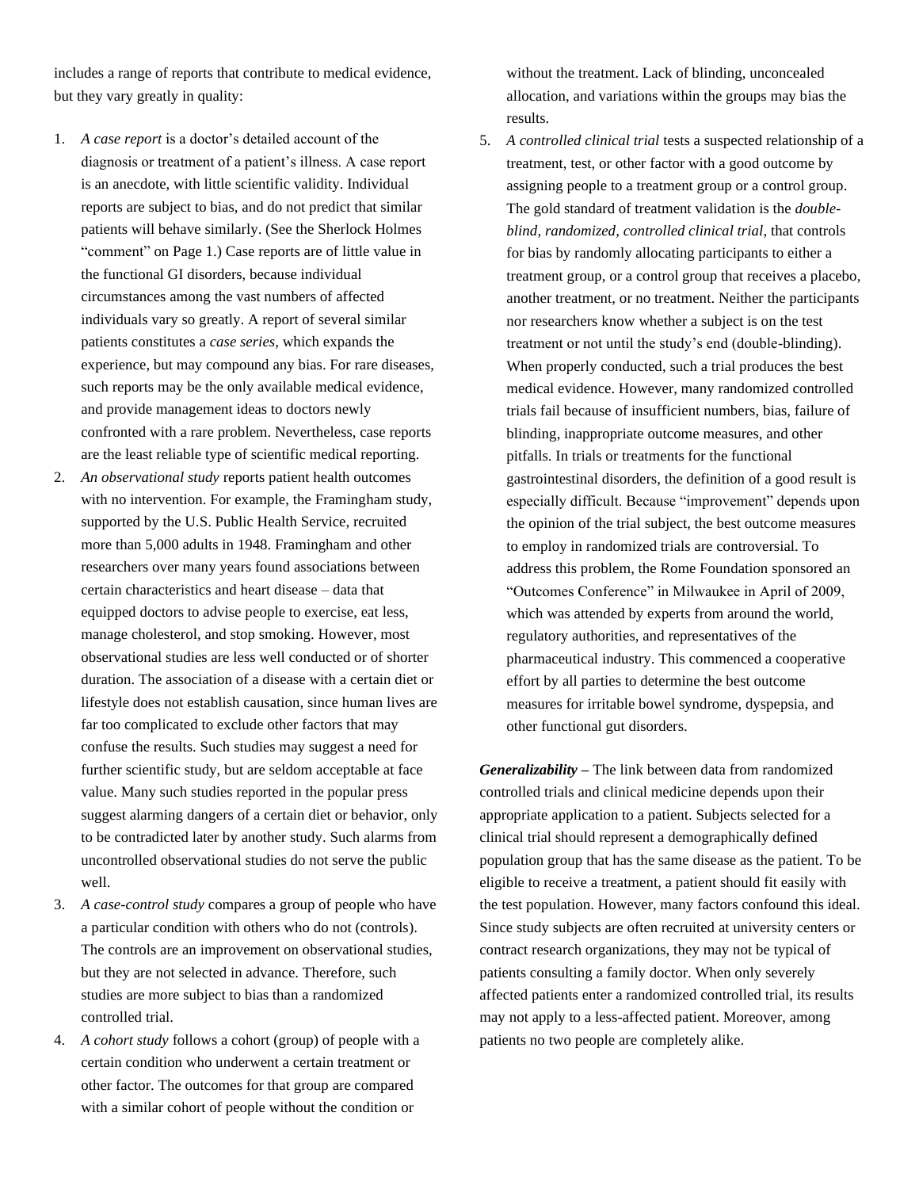includes a range of reports that contribute to medical evidence, but they vary greatly in quality:

1. *A case report* is a doctor's detailed account of the diagnosis or treatment of a patient's illness. A case report is an anecdote, with little scientific validity. Individual reports are subject to bias, and do not predict that similar patients will behave similarly. (See the Sherlock Holmes "comment" on Page 1.) Case reports are of little value in the functional GI disorders, because individual circumstances among the vast numbers of affected individuals vary so greatly. A report of several similar patients constitutes a *case series*, which expands the experience, but may compound any bias. For rare diseases, such reports may be the only available medical evidence, and provide management ideas to doctors newly confronted with a rare problem. Nevertheless, case reports are the least reliable type of scientific medical reporting.
2. *An observational study* reports patient health outcomes with no intervention. For example, the Framingham study, supported by the U.S. Public Health Service, recruited more than 5,000 adults in 1948. Framingham and other researchers over many years found associations between certain characteristics and heart disease – data that equipped doctors to advise people to exercise, eat less, manage cholesterol, and stop smoking. However, most observational studies are less well conducted or of shorter duration. The association of a disease with a certain diet or lifestyle does not establish causation, since human lives are far too complicated to exclude other factors that may confuse the results. Such studies may suggest a need for further scientific study, but are seldom acceptable at face value. Many such studies reported in the popular press suggest alarming dangers of a certain diet or behavior, only to be contradicted later by another study. Such alarms from uncontrolled observational studies do not serve the public well.
3. *A case-control study* compares a group of people who have a particular condition with others who do not (controls). The controls are an improvement on observational studies, but they are not selected in advance. Therefore, such studies are more subject to bias than a randomized controlled trial.
4. *A cohort study* follows a cohort (group) of people with a certain condition who underwent a certain treatment or other factor. The outcomes for that group are compared with a similar cohort of people without the condition or without the treatment. Lack of blinding, unconcealed allocation, and variations within the groups may bias the results.
5. *A controlled clinical trial* tests a suspected relationship of a treatment, test, or other factor with a good outcome by assigning people to a treatment group or a control group. The gold standard of treatment validation is the *double-blind, randomized, controlled clinical trial*, that controls for bias by randomly allocating participants to either a treatment group, or a control group that receives a placebo, another treatment, or no treatment. Neither the participants nor researchers know whether a subject is on the test treatment or not until the study's end (double-blinding). When properly conducted, such a trial produces the best medical evidence. However, many randomized controlled trials fail because of insufficient numbers, bias, failure of blinding, inappropriate outcome measures, and other pitfalls. In trials or treatments for the functional gastrointestinal disorders, the definition of a good result is especially difficult. Because "improvement" depends upon the opinion of the trial subject, the best outcome measures to employ in randomized trials are controversial. To address this problem, the Rome Foundation sponsored an "Outcomes Conference" in Milwaukee in April of 2009, which was attended by experts from around the world, regulatory authorities, and representatives of the pharmaceutical industry. This commenced a cooperative effort by all parties to determine the best outcome measures for irritable bowel syndrome, dyspepsia, and other functional gut disorders.

***Generalizability*** – The link between data from randomized controlled trials and clinical medicine depends upon their appropriate application to a patient. Subjects selected for a clinical trial should represent a demographically defined population group that has the same disease as the patient. To be eligible to receive a treatment, a patient should fit easily with the test population. However, many factors confound this ideal. Since study subjects are often recruited at university centers or contract research organizations, they may not be typical of patients consulting a family doctor. When only severely affected patients enter a randomized controlled trial, its results may not apply to a less-affected patient. Moreover, among patients no two people are completely alike.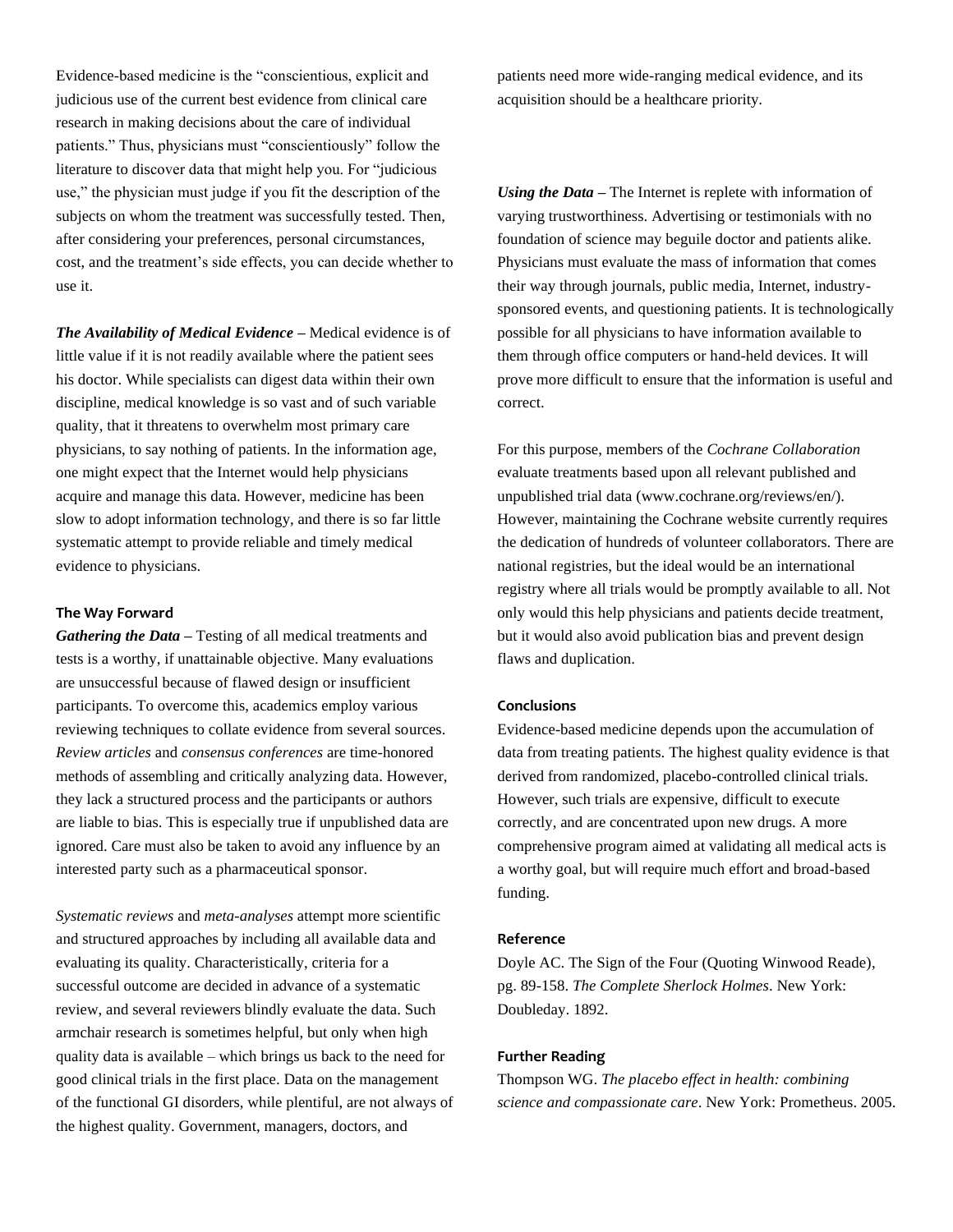Evidence-based medicine is the "conscientious, explicit and judicious use of the current best evidence from clinical care research in making decisions about the care of individual patients." Thus, physicians must "conscientiously" follow the literature to discover data that might help you. For "judicious use," the physician must judge if you fit the description of the subjects on whom the treatment was successfully tested. Then, after considering your preferences, personal circumstances, cost, and the treatment's side effects, you can decide whether to use it.

***The Availability of Medical Evidence*** – Medical evidence is of little value if it is not readily available where the patient sees his doctor. While specialists can digest data within their own discipline, medical knowledge is so vast and of such variable quality, that it threatens to overwhelm most primary care physicians, to say nothing of patients. In the information age, one might expect that the Internet would help physicians acquire and manage this data. However, medicine has been slow to adopt information technology, and there is so far little systematic attempt to provide reliable and timely medical evidence to physicians.

## The Way Forward

***Gathering the Data*** – Testing of all medical treatments and tests is a worthy, if unattainable objective. Many evaluations are unsuccessful because of flawed design or insufficient participants. To overcome this, academics employ various reviewing techniques to collate evidence from several sources. *Review articles* and *consensus conferences* are time-honored methods of assembling and critically analyzing data. However, they lack a structured process and the participants or authors are liable to bias. This is especially true if unpublished data are ignored. Care must also be taken to avoid any influence by an interested party such as a pharmaceutical sponsor.

*Systematic reviews* and *meta-analyses* attempt more scientific and structured approaches by including all available data and evaluating its quality. Characteristically, criteria for a successful outcome are decided in advance of a systematic review, and several reviewers blindly evaluate the data. Such armchair research is sometimes helpful, but only when high quality data is available – which brings us back to the need for good clinical trials in the first place. Data on the management of the functional GI disorders, while plentiful, are not always of the highest quality. Government, managers, doctors, and patients need more wide-ranging medical evidence, and its acquisition should be a healthcare priority.

***Using the Data*** – The Internet is replete with information of varying trustworthiness. Advertising or testimonials with no foundation of science may beguile doctor and patients alike. Physicians must evaluate the mass of information that comes their way through journals, public media, Internet, industry-sponsored events, and questioning patients. It is technologically possible for all physicians to have information available to them through office computers or hand-held devices. It will prove more difficult to ensure that the information is useful and correct.

For this purpose, members of the *Cochrane Collaboration* evaluate treatments based upon all relevant published and unpublished trial data (www.cochrane.org/reviews/en/). However, maintaining the Cochrane website currently requires the dedication of hundreds of volunteer collaborators. There are national registries, but the ideal would be an international registry where all trials would be promptly available to all. Not only would this help physicians and patients decide treatment, but it would also avoid publication bias and prevent design flaws and duplication.

## Conclusions

Evidence-based medicine depends upon the accumulation of data from treating patients. The highest quality evidence is that derived from randomized, placebo-controlled clinical trials. However, such trials are expensive, difficult to execute correctly, and are concentrated upon new drugs. A more comprehensive program aimed at validating all medical acts is a worthy goal, but will require much effort and broad-based funding.

## Reference

Doyle AC. The Sign of the Four (Quoting Winwood Reade), pg. 89-158. *The Complete Sherlock Holmes*. New York: Doubleday. 1892.

## Further Reading

Thompson WG. *The placebo effect in health: combining science and compassionate care*. New York: Prometheus. 2005.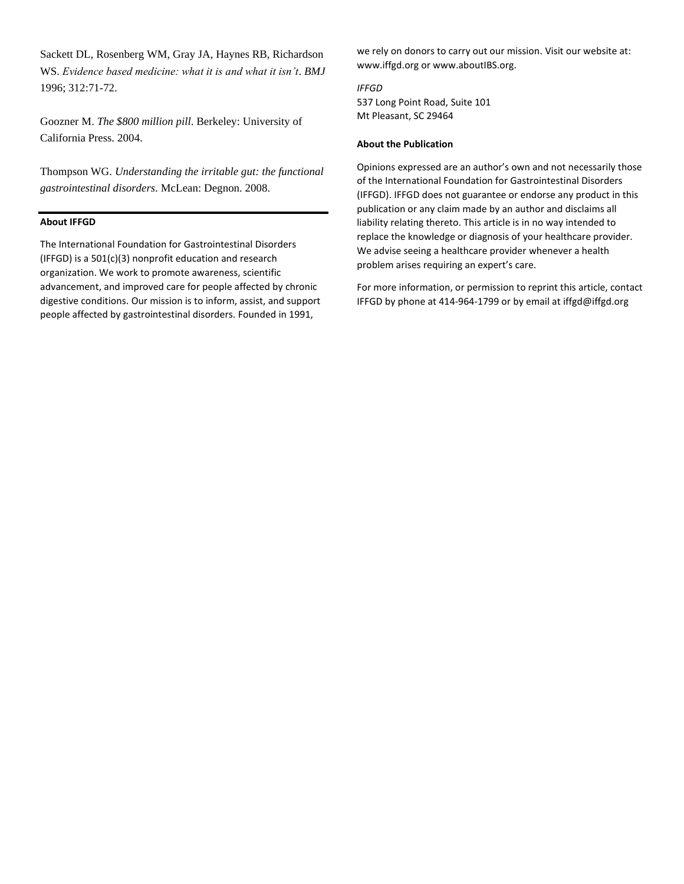Sackett DL, Rosenberg WM, Gray JA, Haynes RB, Richardson WS. *Evidence based medicine: what it is and what it isn't*. *BMJ* 1996; 312:71-72.

Goozner M. *The $800 million pill*. Berkeley: University of California Press. 2004.

Thompson WG. *Understanding the irritable gut: the functional gastrointestinal disorders*. McLean: Degnon. 2008.

---

**About IFFGD**

The International Foundation for Gastrointestinal Disorders (IFFGD) is a 501(c)(3) nonprofit education and research organization. We work to promote awareness, scientific advancement, and improved care for people affected by chronic digestive conditions. Our mission is to inform, assist, and support people affected by gastrointestinal disorders. Founded in 1991, we rely on donors to carry out our mission. Visit our website at: www.iffgd.org or www.aboutIBS.org.

*IFFGD*
537 Long Point Road, Suite 101
Mt Pleasant, SC 29464

**About the Publication**

Opinions expressed are an author's own and not necessarily those of the International Foundation for Gastrointestinal Disorders (IFFGD). IFFGD does not guarantee or endorse any product in this publication or any claim made by an author and disclaims all liability relating thereto. This article is in no way intended to replace the knowledge or diagnosis of your healthcare provider. We advise seeing a healthcare provider whenever a health problem arises requiring an expert's care.

For more information, or permission to reprint this article, contact IFFGD by phone at 414-964-1799 or by email at iffgd@iffgd.org